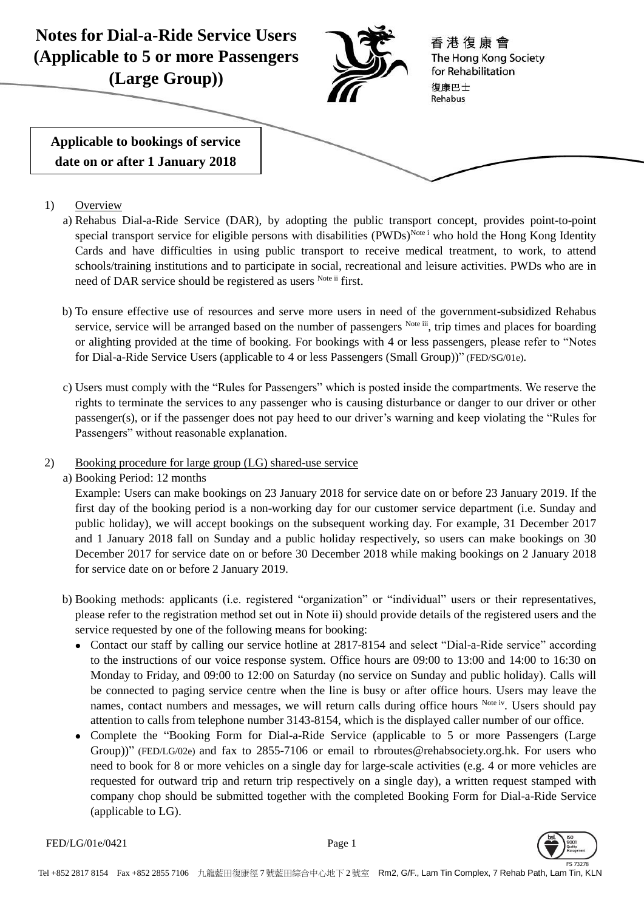# Notes for Dial-a-Ride Service Users (Applicable to 5 or more Passengers (Large Group))

香港復康會
The Hong Kong Society for Rehabilitation
復康巴士
Rehabus

**Applicable to bookings of service date on or after 1 January 2018**

1) Overview

a) Rehabus Dial-a-Ride Service (DAR), by adopting the public transport concept, provides point-to-point special transport service for eligible persons with disabilities (PWDs)[Note i] who hold the Hong Kong Identity Cards and have difficulties in using public transport to receive medical treatment, to work, to attend schools/training institutions and to participate in social, recreational and leisure activities. PWDs who are in need of DAR service should be registered as users [Note ii] first.

b) To ensure effective use of resources and serve more users in need of the government-subsidized Rehabus service, service will be arranged based on the number of passengers [Note iii], trip times and places for boarding or alighting provided at the time of booking. For bookings with 4 or less passengers, please refer to "Notes for Dial-a-Ride Service Users (applicable to 4 or less Passengers (Small Group))" (FED/SG/01e).

c) Users must comply with the "Rules for Passengers" which is posted inside the compartments. We reserve the rights to terminate the services to any passenger who is causing disturbance or danger to our driver or other passenger(s), or if the passenger does not pay heed to our driver's warning and keep violating the "Rules for Passengers" without reasonable explanation.

2) Booking procedure for large group (LG) shared-use service

a) Booking Period: 12 months
Example: Users can make bookings on 23 January 2018 for service date on or before 23 January 2019. If the first day of the booking period is a non-working day for our customer service department (i.e. Sunday and public holiday), we will accept bookings on the subsequent working day. For example, 31 December 2017 and 1 January 2018 fall on Sunday and a public holiday respectively, so users can make bookings on 30 December 2017 for service date on or before 30 December 2018 while making bookings on 2 January 2018 for service date on or before 2 January 2019.

b) Booking methods: applicants (i.e. registered "organization" or "individual" users or their representatives, please refer to the registration method set out in Note ii) should provide details of the registered users and the service requested by one of the following means for booking:

- Contact our staff by calling our service hotline at 2817-8154 and select "Dial-a-Ride service" according to the instructions of our voice response system. Office hours are 09:00 to 13:00 and 14:00 to 16:30 on Monday to Friday, and 09:00 to 12:00 on Saturday (no service on Sunday and public holiday). Calls will be connected to paging service centre when the line is busy or after office hours. Users may leave the names, contact numbers and messages, we will return calls during office hours [Note iv]. Users should pay attention to calls from telephone number 3143-8154, which is the displayed caller number of our office.
- Complete the "Booking Form for Dial-a-Ride Service (applicable to 5 or more Passengers (Large Group))" (FED/LG/02e) and fax to 2855-7106 or email to rbroutes@rehabsociety.org.hk. For users who need to book for 8 or more vehicles on a single day for large-scale activities (e.g. 4 or more vehicles are requested for outward trip and return trip respectively on a single day), a written request stamped with company chop should be submitted together with the completed Booking Form for Dial-a-Ride Service (applicable to LG).

FED/LG/01e/0421

Tel +852 2817 8154 Fax +852 2855 7106 九龍藍田復康徑7號藍田綜合中心地下2號室 Rm2, G/F., Lam Tin Complex, 7 Rehab Path, Lam Tin, KLN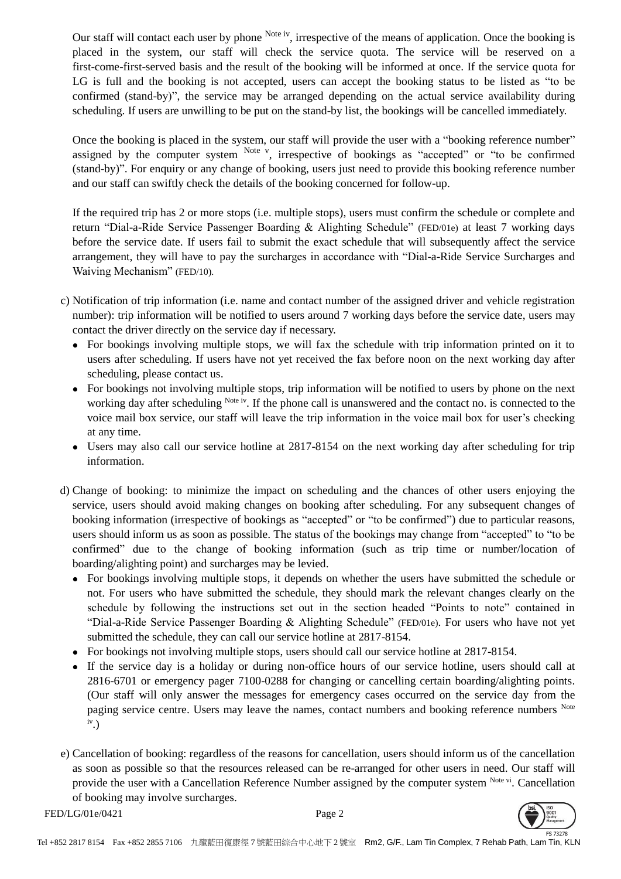Our staff will contact each user by phone [Note iv], irrespective of the means of application. Once the booking is placed in the system, our staff will check the service quota. The service will be reserved on a first-come-first-served basis and the result of the booking will be informed at once. If the service quota for LG is full and the booking is not accepted, users can accept the booking status to be listed as "to be confirmed (stand-by)", the service may be arranged depending on the actual service availability during scheduling. If users are unwilling to be put on the stand-by list, the bookings will be cancelled immediately.

Once the booking is placed in the system, our staff will provide the user with a "booking reference number" assigned by the computer system [Note v], irrespective of bookings as "accepted" or "to be confirmed (stand-by)". For enquiry or any change of booking, users just need to provide this booking reference number and our staff can swiftly check the details of the booking concerned for follow-up.

If the required trip has 2 or more stops (i.e. multiple stops), users must confirm the schedule or complete and return "Dial-a-Ride Service Passenger Boarding & Alighting Schedule" (FED/01e) at least 7 working days before the service date. If users fail to submit the exact schedule that will subsequently affect the service arrangement, they will have to pay the surcharges in accordance with "Dial-a-Ride Service Surcharges and Waiving Mechanism" (FED/10).

c) Notification of trip information (i.e. name and contact number of the assigned driver and vehicle registration number): trip information will be notified to users around 7 working days before the service date, users may contact the driver directly on the service day if necessary.
   - For bookings involving multiple stops, we will fax the schedule with trip information printed on it to users after scheduling. If users have not yet received the fax before noon on the next working day after scheduling, please contact us.
   - For bookings not involving multiple stops, trip information will be notified to users by phone on the next working day after scheduling [Note iv]. If the phone call is unanswered and the contact no. is connected to the voice mail box service, our staff will leave the trip information in the voice mail box for user's checking at any time.
   - Users may also call our service hotline at 2817-8154 on the next working day after scheduling for trip information.

d) Change of booking: to minimize the impact on scheduling and the chances of other users enjoying the service, users should avoid making changes on booking after scheduling. For any subsequent changes of booking information (irrespective of bookings as "accepted" or "to be confirmed") due to particular reasons, users should inform us as soon as possible. The status of the bookings may change from "accepted" to "to be confirmed" due to the change of booking information (such as trip time or number/location of boarding/alighting point) and surcharges may be levied.
   - For bookings involving multiple stops, it depends on whether the users have submitted the schedule or not. For users who have submitted the schedule, they should mark the relevant changes clearly on the schedule by following the instructions set out in the section headed "Points to note" contained in "Dial-a-Ride Service Passenger Boarding & Alighting Schedule" (FED/01e). For users who have not yet submitted the schedule, they can call our service hotline at 2817-8154.
   - For bookings not involving multiple stops, users should call our service hotline at 2817-8154.
   - If the service day is a holiday or during non-office hours of our service hotline, users should call at 2816-6701 or emergency pager 7100-0288 for changing or cancelling certain boarding/alighting points. (Our staff will only answer the messages for emergency cases occurred on the service day from the paging service centre. Users may leave the names, contact numbers and booking reference numbers [Note iv].)

e) Cancellation of booking: regardless of the reasons for cancellation, users should inform us of the cancellation as soon as possible so that the resources released can be re-arranged for other users in need. Our staff will provide the user with a Cancellation Reference Number assigned by the computer system [Note vi]. Cancellation of booking may involve surcharges.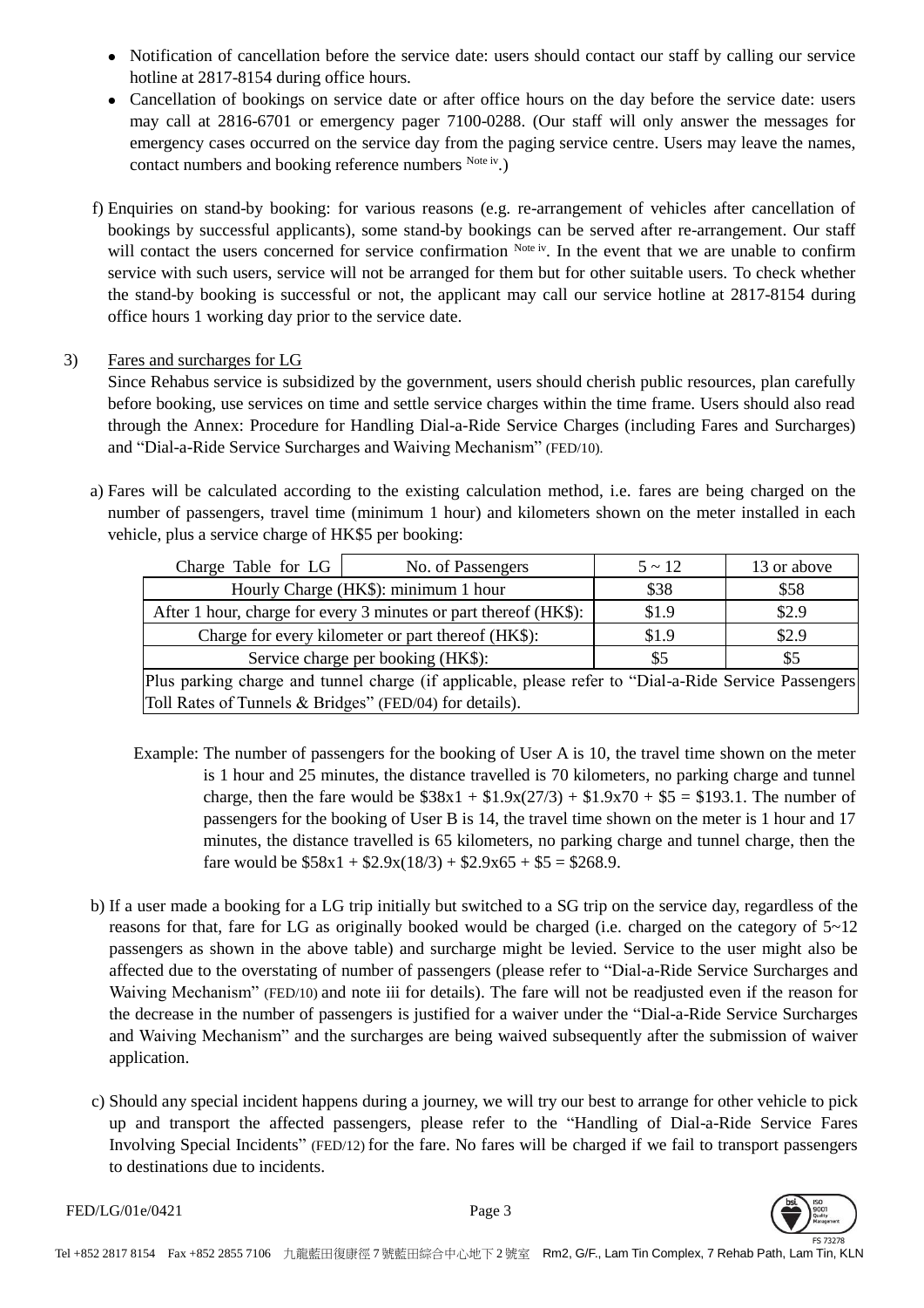- Notification of cancellation before the service date: users should contact our staff by calling our service hotline at 2817-8154 during office hours.
- Cancellation of bookings on service date or after office hours on the day before the service date: users may call at 2816-6701 or emergency pager 7100-0288. (Our staff will only answer the messages for emergency cases occurred on the service day from the paging service centre. Users may leave the names, contact numbers and booking reference numbers [Note iv].)

f) Enquiries on stand-by booking: for various reasons (e.g. re-arrangement of vehicles after cancellation of bookings by successful applicants), some stand-by bookings can be served after re-arrangement. Our staff will contact the users concerned for service confirmation [Note iv]. In the event that we are unable to confirm service with such users, service will not be arranged for them but for other suitable users. To check whether the stand-by booking is successful or not, the applicant may call our service hotline at 2817-8154 during office hours 1 working day prior to the service date.

3) Fares and surcharges for LG

Since Rehabus service is subsidized by the government, users should cherish public resources, plan carefully before booking, use services on time and settle service charges within the time frame. Users should also read through the Annex: Procedure for Handling Dial-a-Ride Service Charges (including Fares and Surcharges) and "Dial-a-Ride Service Surcharges and Waiving Mechanism" (FED/10).

a) Fares will be calculated according to the existing calculation method, i.e. fares are being charged on the number of passengers, travel time (minimum 1 hour) and kilometers shown on the meter installed in each vehicle, plus a service charge of HK$5 per booking:

| Charge Table for LG | No. of Passengers | 5 ~ 12 | 13 or above |
|---|---|---|---|
| Hourly Charge (HK$): minimum 1 hour | | $38 | $58 |
| After 1 hour, charge for every 3 minutes or part thereof (HK$): | | $1.9 | $2.9 |
| Charge for every kilometer or part thereof (HK$): | | $1.9 | $2.9 |
| Service charge per booking (HK$): | | $5 | $5 |
| Plus parking charge and tunnel charge (if applicable, please refer to "Dial-a-Ride Service Passengers Toll Rates of Tunnels & Bridges" (FED/04) for details). | | | |

Example: The number of passengers for the booking of User A is 10, the travel time shown on the meter is 1 hour and 25 minutes, the distance travelled is 70 kilometers, no parking charge and tunnel charge, then the fare would be $\$38x1 + \$1.9x(27/3) + \$1.9x70 + \$5 = \$193.1$. The number of passengers for the booking of User B is 14, the travel time shown on the meter is 1 hour and 17 minutes, the distance travelled is 65 kilometers, no parking charge and tunnel charge, then the fare would be $\$58x1 + \$2.9x(18/3) + \$2.9x65 + \$5 = \$268.9$.

b) If a user made a booking for a LG trip initially but switched to a SG trip on the service day, regardless of the reasons for that, fare for LG as originally booked would be charged (i.e. charged on the category of 5~12 passengers as shown in the above table) and surcharge might be levied. Service to the user might also be affected due to the overstating of number of passengers (please refer to "Dial-a-Ride Service Surcharges and Waiving Mechanism" (FED/10) and note iii for details). The fare will not be readjusted even if the reason for the decrease in the number of passengers is justified for a waiver under the "Dial-a-Ride Service Surcharges and Waiving Mechanism" and the surcharges are being waived subsequently after the submission of waiver application.

c) Should any special incident happens during a journey, we will try our best to arrange for other vehicle to pick up and transport the affected passengers, please refer to the "Handling of Dial-a-Ride Service Fares Involving Special Incidents" (FED/12) for the fare. No fares will be charged if we fail to transport passengers to destinations due to incidents.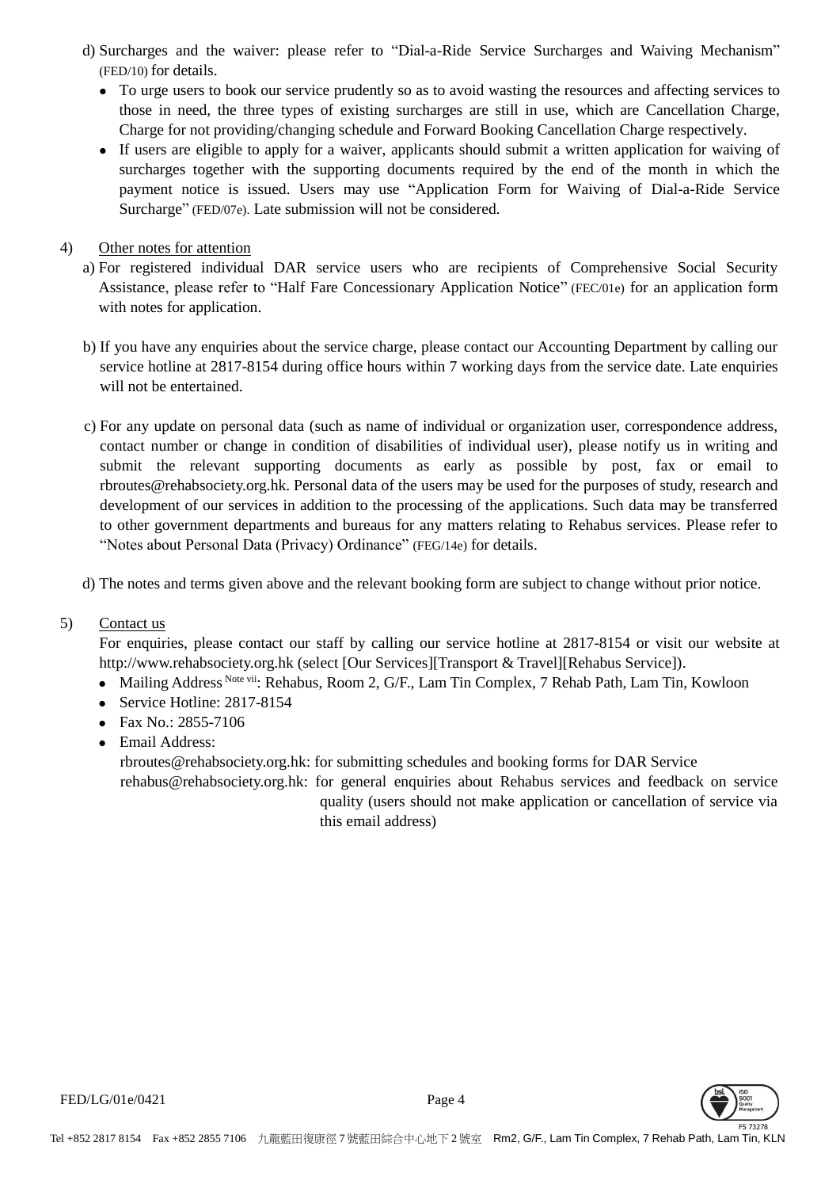d) Surcharges and the waiver: please refer to "Dial-a-Ride Service Surcharges and Waiving Mechanism" (FED/10) for details.
   - To urge users to book our service prudently so as to avoid wasting the resources and affecting services to those in need, the three types of existing surcharges are still in use, which are Cancellation Charge, Charge for not providing/changing schedule and Forward Booking Cancellation Charge respectively.
   - If users are eligible to apply for a waiver, applicants should submit a written application for waiving of surcharges together with the supporting documents required by the end of the month in which the payment notice is issued. Users may use "Application Form for Waiving of Dial-a-Ride Service Surcharge" (FED/07e). Late submission will not be considered.

4) Other notes for attention

a) For registered individual DAR service users who are recipients of Comprehensive Social Security Assistance, please refer to "Half Fare Concessionary Application Notice" (FEC/01e) for an application form with notes for application.

b) If you have any enquiries about the service charge, please contact our Accounting Department by calling our service hotline at 2817-8154 during office hours within 7 working days from the service date. Late enquiries will not be entertained.

c) For any update on personal data (such as name of individual or organization user, correspondence address, contact number or change in condition of disabilities of individual user), please notify us in writing and submit the relevant supporting documents as early as possible by post, fax or email to rbroutes@rehabsociety.org.hk. Personal data of the users may be used for the purposes of study, research and development of our services in addition to the processing of the applications. Such data may be transferred to other government departments and bureaus for any matters relating to Rehabus services. Please refer to "Notes about Personal Data (Privacy) Ordinance" (FEG/14e) for details.

d) The notes and terms given above and the relevant booking form are subject to change without prior notice.

5) Contact us

For enquiries, please contact our staff by calling our service hotline at 2817-8154 or visit our website at http://www.rehabsociety.org.hk (select [Our Services][Transport & Travel][Rehabus Service]).

- Mailing Address [Note vii]: Rehabus, Room 2, G/F., Lam Tin Complex, 7 Rehab Path, Lam Tin, Kowloon
- Service Hotline: 2817-8154
- Fax No.: 2855-7106
- Email Address:
  rbroutes@rehabsociety.org.hk: for submitting schedules and booking forms for DAR Service
  rehabus@rehabsociety.org.hk: for general enquiries about Rehabus services and feedback on service quality (users should not make application or cancellation of service via this email address)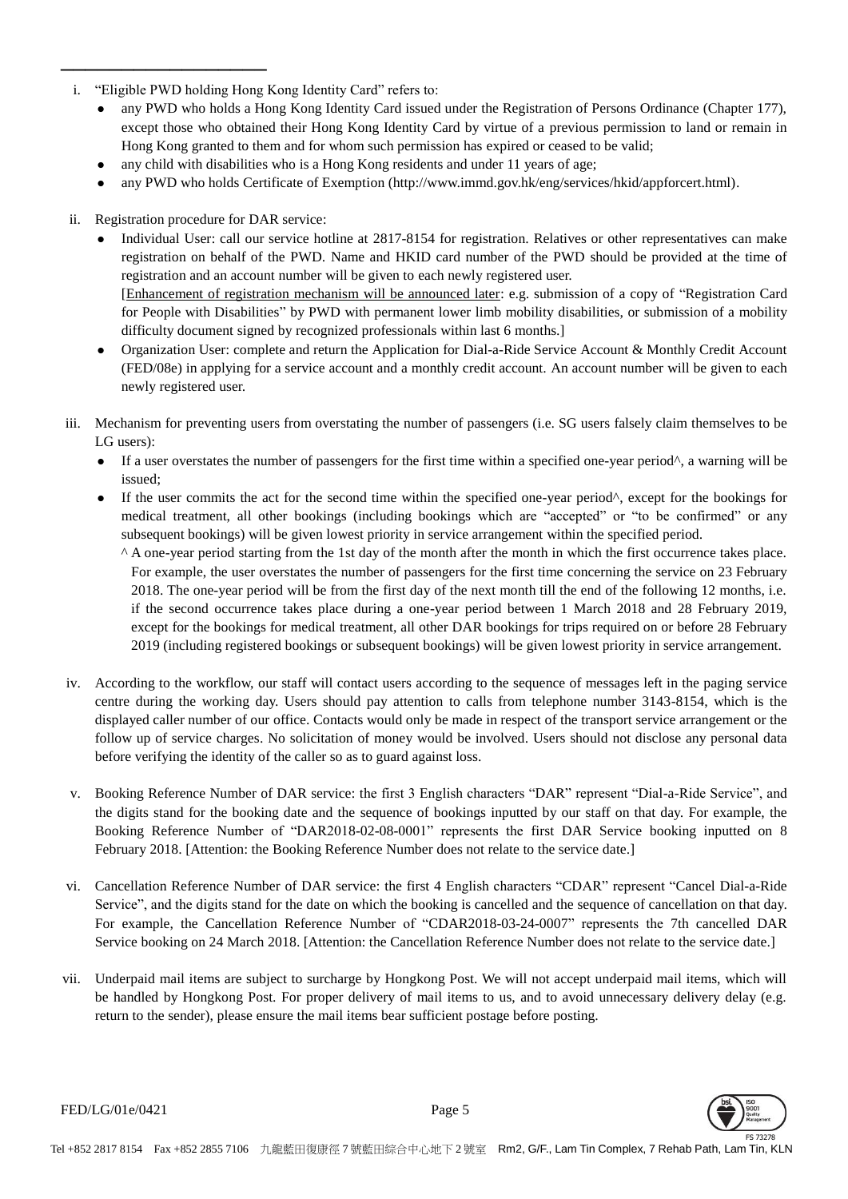i. "Eligible PWD holding Hong Kong Identity Card" refers to:
   - any PWD who holds a Hong Kong Identity Card issued under the Registration of Persons Ordinance (Chapter 177), except those who obtained their Hong Kong Identity Card by virtue of a previous permission to land or remain in Hong Kong granted to them and for whom such permission has expired or ceased to be valid;
   - any child with disabilities who is a Hong Kong residents and under 11 years of age;
   - any PWD who holds Certificate of Exemption (http://www.immd.gov.hk/eng/services/hkid/appforcert.html).

ii. Registration procedure for DAR service:
   - Individual User: call our service hotline at 2817-8154 for registration. Relatives or other representatives can make registration on behalf of the PWD. Name and HKID card number of the PWD should be provided at the time of registration and an account number will be given to each newly registered user.
     [Enhancement of registration mechanism will be announced later: e.g. submission of a copy of "Registration Card for People with Disabilities" by PWD with permanent lower limb mobility disabilities, or submission of a mobility difficulty document signed by recognized professionals within last 6 months.]
   - Organization User: complete and return the Application for Dial-a-Ride Service Account & Monthly Credit Account (FED/08e) in applying for a service account and a monthly credit account. An account number will be given to each newly registered user.

iii. Mechanism for preventing users from overstating the number of passengers (i.e. SG users falsely claim themselves to be LG users):
   - If a user overstates the number of passengers for the first time within a specified one-year period^, a warning will be issued;
   - If the user commits the act for the second time within the specified one-year period^, except for the bookings for medical treatment, all other bookings (including bookings which are "accepted" or "to be confirmed" or any subsequent bookings) will be given lowest priority in service arrangement within the specified period.

     ^ A one-year period starting from the 1st day of the month after the month in which the first occurrence takes place. For example, the user overstates the number of passengers for the first time concerning the service on 23 February 2018. The one-year period will be from the first day of the next month till the end of the following 12 months, i.e. if the second occurrence takes place during a one-year period between 1 March 2018 and 28 February 2019, except for the bookings for medical treatment, all other DAR bookings for trips required on or before 28 February 2019 (including registered bookings or subsequent bookings) will be given lowest priority in service arrangement.

iv. According to the workflow, our staff will contact users according to the sequence of messages left in the paging service centre during the working day. Users should pay attention to calls from telephone number 3143-8154, which is the displayed caller number of our office. Contacts would only be made in respect of the transport service arrangement or the follow up of service charges. No solicitation of money would be involved. Users should not disclose any personal data before verifying the identity of the caller so as to guard against loss.

v. Booking Reference Number of DAR service: the first 3 English characters "DAR" represent "Dial-a-Ride Service", and the digits stand for the booking date and the sequence of bookings inputted by our staff on that day. For example, the Booking Reference Number of "DAR2018-02-08-0001" represents the first DAR Service booking inputted on 8 February 2018. [Attention: the Booking Reference Number does not relate to the service date.]

vi. Cancellation Reference Number of DAR service: the first 4 English characters "CDAR" represent "Cancel Dial-a-Ride Service", and the digits stand for the date on which the booking is cancelled and the sequence of cancellation on that day. For example, the Cancellation Reference Number of "CDAR2018-03-24-0007" represents the 7th cancelled DAR Service booking on 24 March 2018. [Attention: the Cancellation Reference Number does not relate to the service date.]

vii. Underpaid mail items are subject to surcharge by Hongkong Post. We will not accept underpaid mail items, which will be handled by Hongkong Post. For proper delivery of mail items to us, and to avoid unnecessary delivery delay (e.g. return to the sender), please ensure the mail items bear sufficient postage before posting.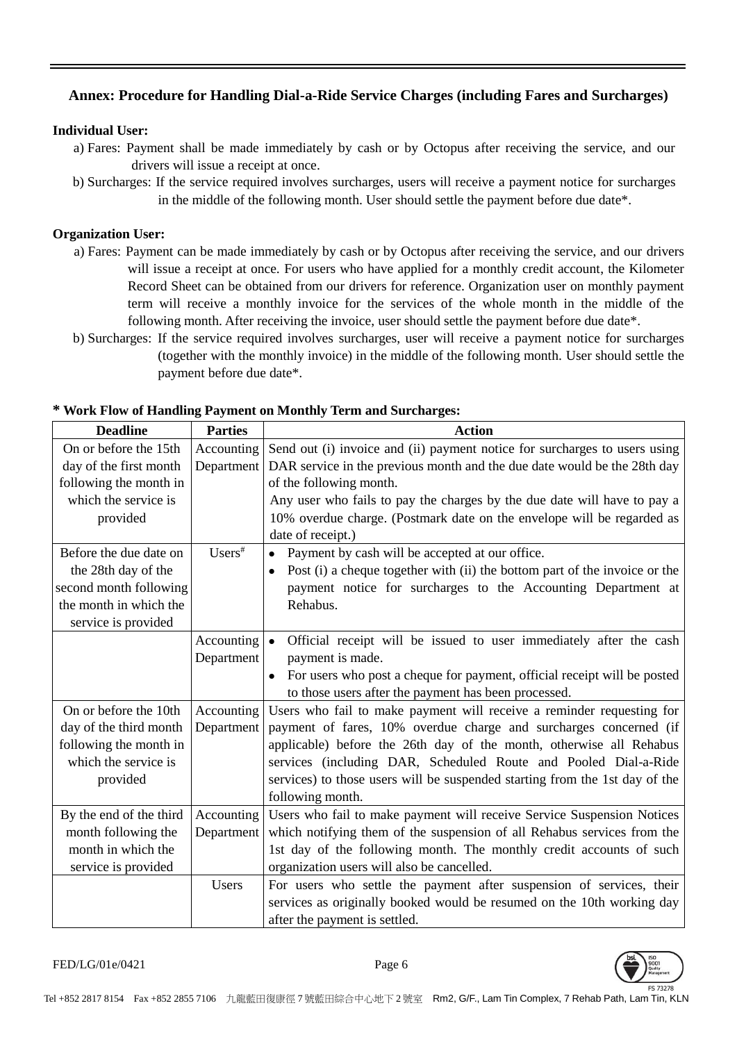## Annex: Procedure for Handling Dial-a-Ride Service Charges (including Fares and Surcharges)

**Individual User:**

a) Fares: Payment shall be made immediately by cash or by Octopus after receiving the service, and our drivers will issue a receipt at once.

b) Surcharges: If the service required involves surcharges, users will receive a payment notice for surcharges in the middle of the following month. User should settle the payment before due date*.

**Organization User:**

a) Fares: Payment can be made immediately by cash or by Octopus after receiving the service, and our drivers will issue a receipt at once. For users who have applied for a monthly credit account, the Kilometer Record Sheet can be obtained from our drivers for reference. Organization user on monthly payment term will receive a monthly invoice for the services of the whole month in the middle of the following month. After receiving the invoice, user should settle the payment before due date*.

b) Surcharges: If the service required involves surcharges, user will receive a payment notice for surcharges (together with the monthly invoice) in the middle of the following month. User should settle the payment before due date*.

**\* Work Flow of Handling Payment on Monthly Term and Surcharges:**

| Deadline | Parties | Action |
|---|---|---|
| On or before the 15th day of the first month following the month in which the service is provided | Accounting Department | Send out (i) invoice and (ii) payment notice for surcharges to users using DAR service in the previous month and the due date would be the 28th day of the following month. Any user who fails to pay the charges by the due date will have to pay a 10% overdue charge. (Postmark date on the envelope will be regarded as date of receipt.) |
| Before the due date on the 28th day of the second month following the month in which the service is provided | Users[#] | • Payment by cash will be accepted at our office. • Post (i) a cheque together with (ii) the bottom part of the invoice or the payment notice for surcharges to the Accounting Department at Rehabus. |
| | Accounting Department | • Official receipt will be issued to user immediately after the cash payment is made. • For users who post a cheque for payment, official receipt will be posted to those users after the payment has been processed. |
| On or before the 10th day of the third month following the month in which the service is provided | Accounting Department | Users who fail to make payment will receive a reminder requesting for payment of fares, 10% overdue charge and surcharges concerned (if applicable) before the 26th day of the month, otherwise all Rehabus services (including DAR, Scheduled Route and Pooled Dial-a-Ride services) to those users will be suspended starting from the 1st day of the following month. |
| By the end of the third month following the month in which the service is provided | Accounting Department | Users who fail to make payment will receive Service Suspension Notices which notifying them of the suspension of all Rehabus services from the 1st day of the following month. The monthly credit accounts of such organization users will also be cancelled. |
| | Users | For users who settle the payment after suspension of services, their services as originally booked would be resumed on the 10th working day after the payment is settled. |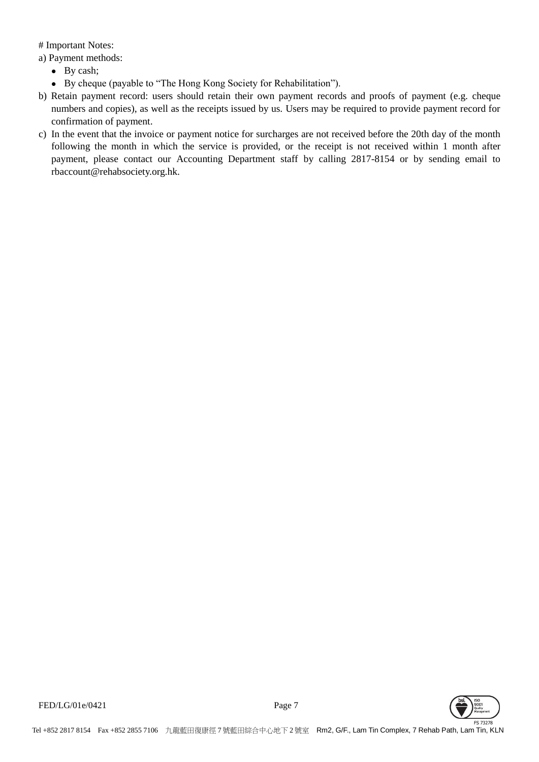# Important Notes:

a) Payment methods:

- By cash;
- By cheque (payable to "The Hong Kong Society for Rehabilitation").

b) Retain payment record: users should retain their own payment records and proofs of payment (e.g. cheque numbers and copies), as well as the receipts issued by us. Users may be required to provide payment record for confirmation of payment.

c) In the event that the invoice or payment notice for surcharges are not received before the 20th day of the month following the month in which the service is provided, or the receipt is not received within 1 month after payment, please contact our Accounting Department staff by calling 2817-8154 or by sending email to rbaccount@rehabsociety.org.hk.